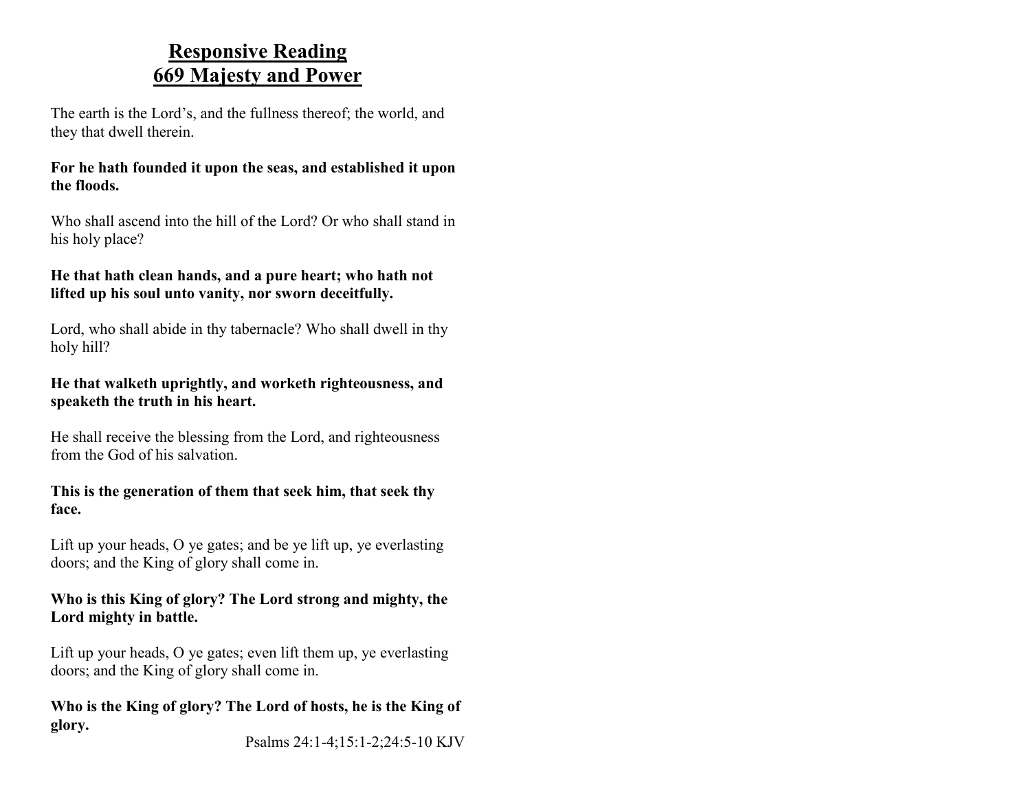## Responsive Reading
## 669 Majesty and Power

The earth is the Lord's, and the fullness thereof; the world, and they that dwell therein.

**For he hath founded it upon the seas, and established it upon the floods.**

Who shall ascend into the hill of the Lord? Or who shall stand in his holy place?

**He that hath clean hands, and a pure heart; who hath not lifted up his soul unto vanity, nor sworn deceitfully.**

Lord, who shall abide in thy tabernacle? Who shall dwell in thy holy hill?

**He that walketh uprightly, and worketh righteousness, and speaketh the truth in his heart.**

He shall receive the blessing from the Lord, and righteousness from the God of his salvation.

**This is the generation of them that seek him, that seek thy face.**

Lift up your heads, O ye gates; and be ye lift up, ye everlasting doors; and the King of glory shall come in.

**Who is this King of glory? The Lord strong and mighty, the Lord mighty in battle.**

Lift up your heads, O ye gates; even lift them up, ye everlasting doors; and the King of glory shall come in.

**Who is the King of glory? The Lord of hosts, he is the King of glory.**

Psalms 24:1-4;15:1-2;24:5-10 KJV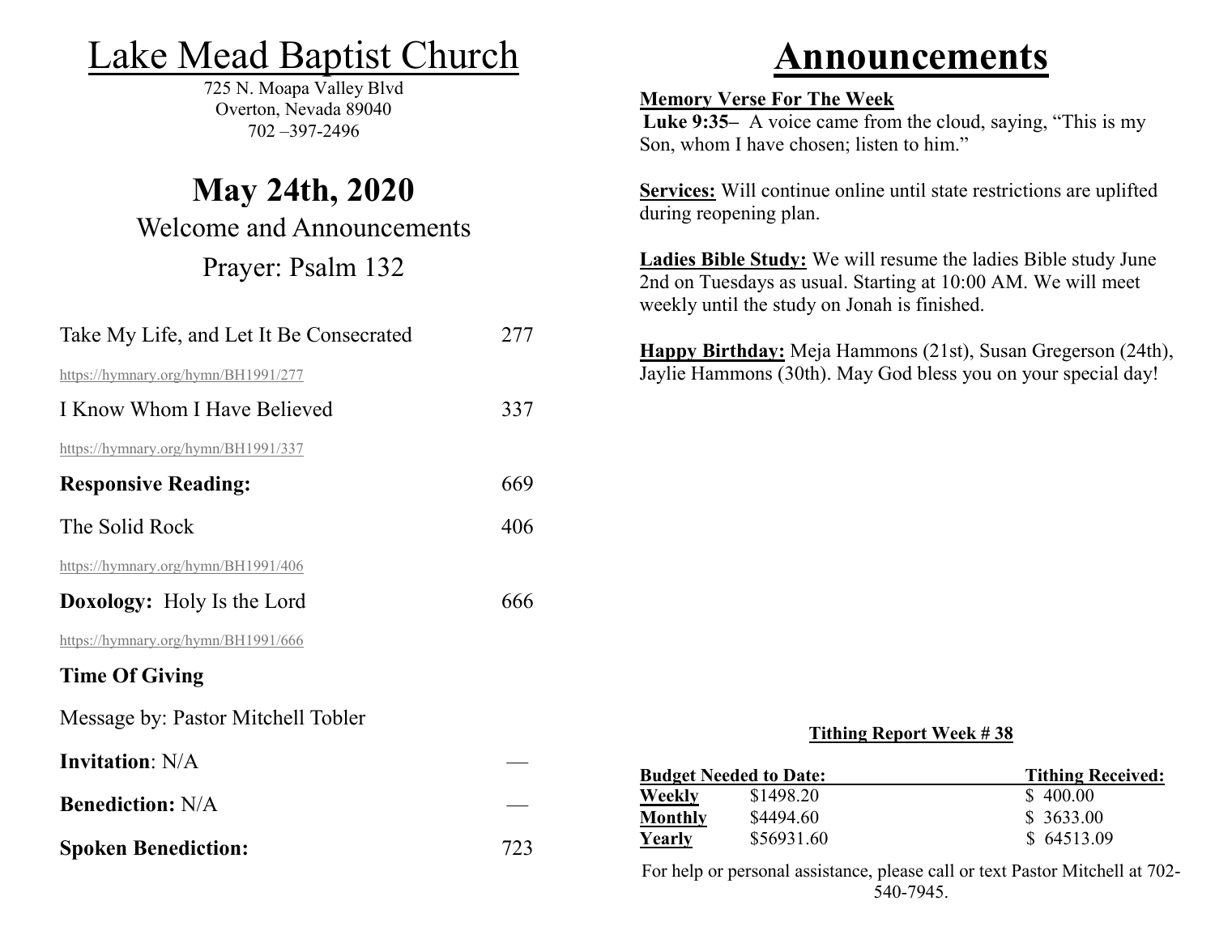# Lake Mead Baptist Church

725 N. Moapa Valley Blvd
Overton, Nevada 89040
702 –397-2496

## May 24th, 2020

Welcome and Announcements

Prayer: Psalm 132

| | |
|---|---|
| Take My Life, and Let It Be Consecrated | 277 |
| https://hymnary.org/hymn/BH1991/277 | |
| I Know Whom I Have Believed | 337 |
| https://hymnary.org/hymn/BH1991/337 | |
| **Responsive Reading:** | 669 |
| The Solid Rock | 406 |
| https://hymnary.org/hymn/BH1991/406 | |
| **Doxology:** Holy Is the Lord | 666 |
| https://hymnary.org/hymn/BH1991/666 | |
| **Time Of Giving** | |
| Message by: Pastor Mitchell Tobler | |
| **Invitation**: N/A | — |
| **Benediction:** N/A | — |
| **Spoken Benediction:** | 723 |

# Announcements

**Memory Verse For The Week**

**Luke 9:35–** A voice came from the cloud, saying, “This is my Son, whom I have chosen; listen to him.”

**Services:** Will continue online until state restrictions are uplifted during reopening plan.

**Ladies Bible Study:** We will resume the ladies Bible study June 2nd on Tuesdays as usual. Starting at 10:00 AM. We will meet weekly until the study on Jonah is finished.

**Happy Birthday:** Meja Hammons (21st), Susan Gregerson (24th), Jaylie Hammons (30th). May God bless you on your special day!

**Tithing Report Week # 38**

| Budget Needed to Date: | | Tithing Received: |
|---|---|---|
| **Weekly** | $1498.20 | $ 400.00 |
| **Monthly** | $4494.60 | $ 3633.00 |
| **Yearly** | $56931.60 | $ 64513.09 |

For help or personal assistance, please call or text Pastor Mitchell at 702-540-7945.